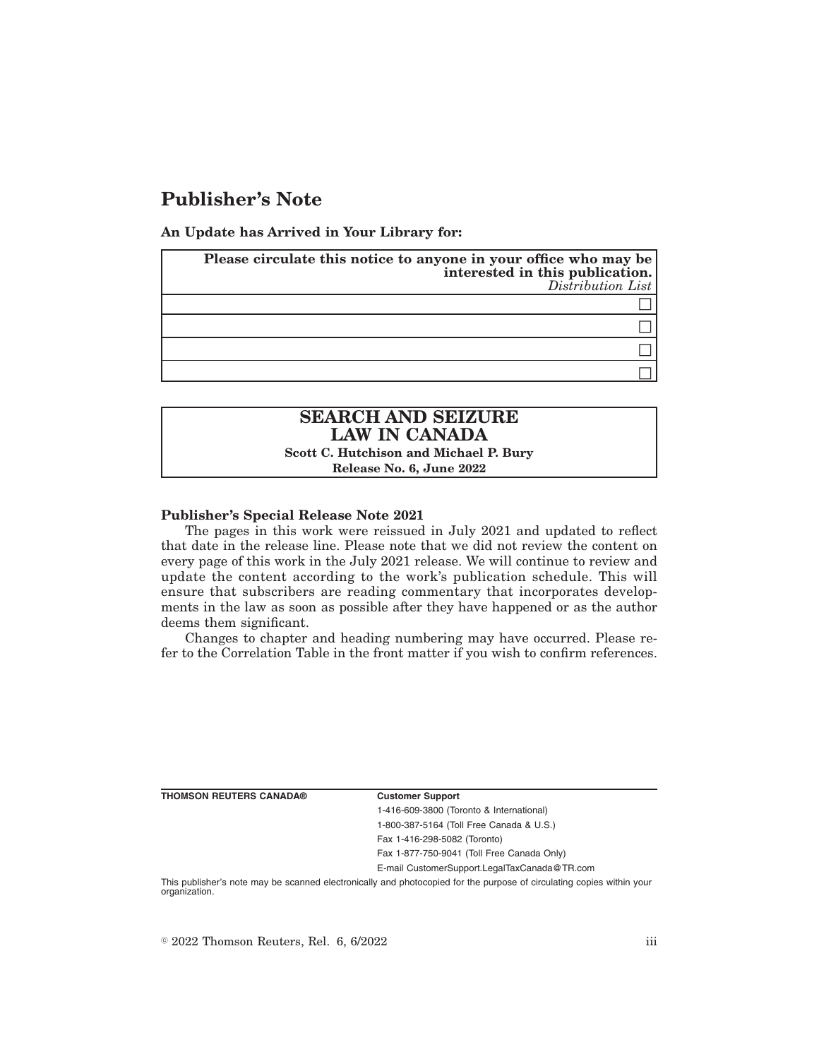# Publisher's Note

**An Update has Arrived in Your Library for:**

| **Please circulate this notice to anyone in your office who may be interested in this publication.** *Distribution List* |
|---|
| ☐ |
| ☐ |
| ☐ |
| ☐ |

| **SEARCH AND SEIZURE LAW IN CANADA** |
|---|
| **Scott C. Hutchison and Michael P. Bury** |
| **Release No. 6, June 2022** |

**Publisher's Special Release Note 2021**

The pages in this work were reissued in July 2021 and updated to reflect that date in the release line. Please note that we did not review the content on every page of this work in the July 2021 release. We will continue to review and update the content according to the work's publication schedule. This will ensure that subscribers are reading commentary that incorporates developments in the law as soon as possible after they have happened or as the author deems them significant.

Changes to chapter and heading numbering may have occurred. Please refer to the Correlation Table in the front matter if you wish to confirm references.

**THOMSON REUTERS CANADA®**

**Customer Support**

1-416-609-3800 (Toronto & International)

1-800-387-5164 (Toll Free Canada & U.S.)

Fax 1-416-298-5082 (Toronto)

Fax 1-877-750-9041 (Toll Free Canada Only)

E-mail CustomerSupport.LegalTaxCanada@TR.com

This publisher's note may be scanned electronically and photocopied for the purpose of circulating copies within your organization.

© 2022 Thomson Reuters, Rel. 6, 6/2022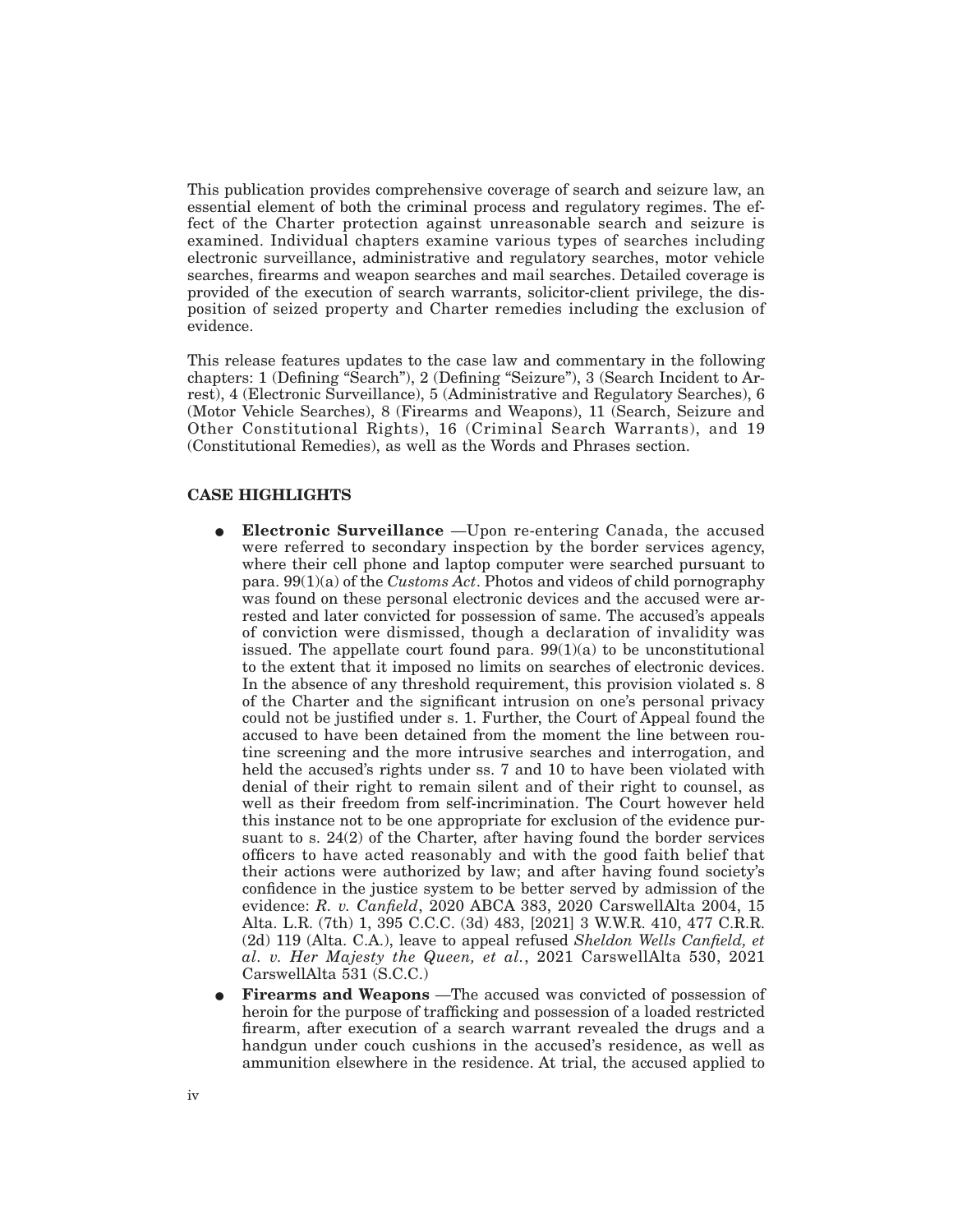This publication provides comprehensive coverage of search and seizure law, an essential element of both the criminal process and regulatory regimes. The effect of the Charter protection against unreasonable search and seizure is examined. Individual chapters examine various types of searches including electronic surveillance, administrative and regulatory searches, motor vehicle searches, firearms and weapon searches and mail searches. Detailed coverage is provided of the execution of search warrants, solicitor-client privilege, the disposition of seized property and Charter remedies including the exclusion of evidence.

This release features updates to the case law and commentary in the following chapters: 1 (Defining "Search"), 2 (Defining "Seizure"), 3 (Search Incident to Arrest), 4 (Electronic Surveillance), 5 (Administrative and Regulatory Searches), 6 (Motor Vehicle Searches), 8 (Firearms and Weapons), 11 (Search, Seizure and Other Constitutional Rights), 16 (Criminal Search Warrants), and 19 (Constitutional Remedies), as well as the Words and Phrases section.

### CASE HIGHLIGHTS

- **Electronic Surveillance** —Upon re-entering Canada, the accused were referred to secondary inspection by the border services agency, where their cell phone and laptop computer were searched pursuant to para. 99(1)(a) of the *Customs Act*. Photos and videos of child pornography was found on these personal electronic devices and the accused were arrested and later convicted for possession of same. The accused's appeals of conviction were dismissed, though a declaration of invalidity was issued. The appellate court found para. 99(1)(a) to be unconstitutional to the extent that it imposed no limits on searches of electronic devices. In the absence of any threshold requirement, this provision violated s. 8 of the Charter and the significant intrusion on one's personal privacy could not be justified under s. 1. Further, the Court of Appeal found the accused to have been detained from the moment the line between routine screening and the more intrusive searches and interrogation, and held the accused's rights under ss. 7 and 10 to have been violated with denial of their right to remain silent and of their right to counsel, as well as their freedom from self-incrimination. The Court however held this instance not to be one appropriate for exclusion of the evidence pursuant to s. 24(2) of the Charter, after having found the border services officers to have acted reasonably and with the good faith belief that their actions were authorized by law; and after having found society's confidence in the justice system to be better served by admission of the evidence: *R. v. Canfield*, 2020 ABCA 383, 2020 CarswellAlta 2004, 15 Alta. L.R. (7th) 1, 395 C.C.C. (3d) 483, [2021] 3 W.W.R. 410, 477 C.R.R. (2d) 119 (Alta. C.A.), leave to appeal refused *Sheldon Wells Canfield, et al. v. Her Majesty the Queen, et al.*, 2021 CarswellAlta 530, 2021 CarswellAlta 531 (S.C.C.)
- **Firearms and Weapons** —The accused was convicted of possession of heroin for the purpose of trafficking and possession of a loaded restricted firearm, after execution of a search warrant revealed the drugs and a handgun under couch cushions in the accused's residence, as well as ammunition elsewhere in the residence. At trial, the accused applied to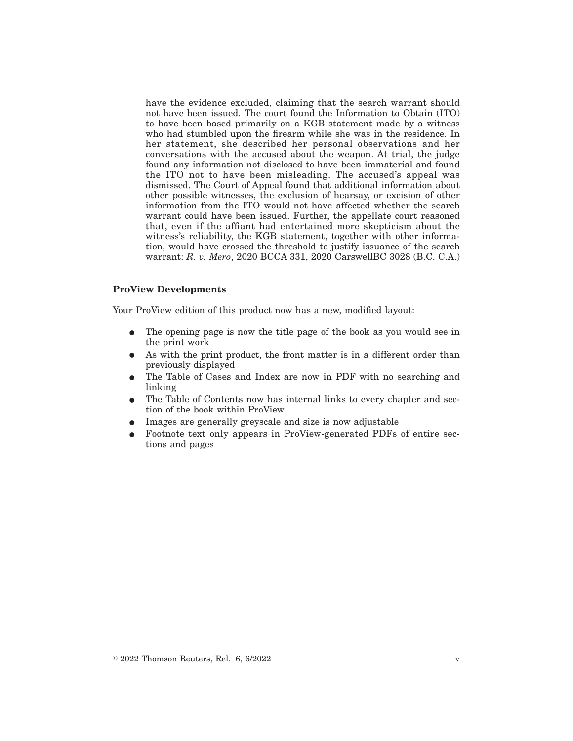have the evidence excluded, claiming that the search warrant should not have been issued. The court found the Information to Obtain (ITO) to have been based primarily on a KGB statement made by a witness who had stumbled upon the firearm while she was in the residence. In her statement, she described her personal observations and her conversations with the accused about the weapon. At trial, the judge found any information not disclosed to have been immaterial and found the ITO not to have been misleading. The accused's appeal was dismissed. The Court of Appeal found that additional information about other possible witnesses, the exclusion of hearsay, or excision of other information from the ITO would not have affected whether the search warrant could have been issued. Further, the appellate court reasoned that, even if the affiant had entertained more skepticism about the witness's reliability, the KGB statement, together with other information, would have crossed the threshold to justify issuance of the search warrant: *R. v. Mero*, 2020 BCCA 331, 2020 CarswellBC 3028 (B.C. C.A.)

**ProView Developments**

Your ProView edition of this product now has a new, modified layout:

- The opening page is now the title page of the book as you would see in the print work
- As with the print product, the front matter is in a different order than previously displayed
- The Table of Cases and Index are now in PDF with no searching and linking
- The Table of Contents now has internal links to every chapter and section of the book within ProView
- Images are generally greyscale and size is now adjustable
- Footnote text only appears in ProView-generated PDFs of entire sections and pages